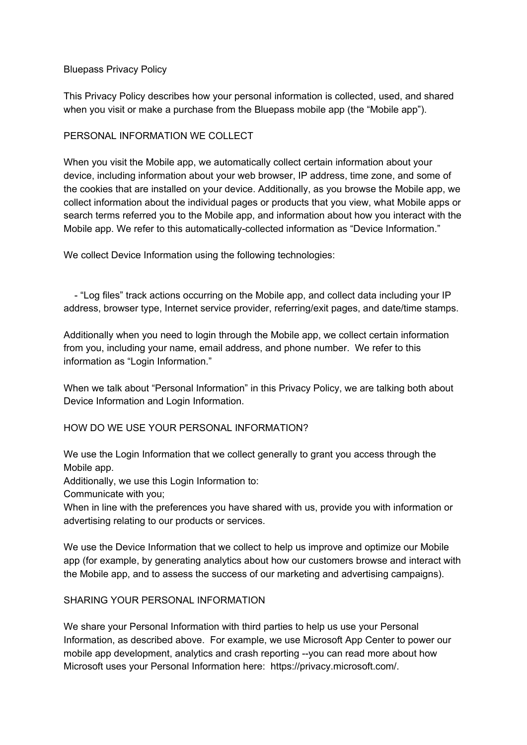# Bluepass Privacy Policy

This Privacy Policy describes how your personal information is collected, used, and shared when you visit or make a purchase from the Bluepass mobile app (the "Mobile app").

## PERSONAL INFORMATION WE COLLECT

When you visit the Mobile app, we automatically collect certain information about your device, including information about your web browser, IP address, time zone, and some of the cookies that are installed on your device. Additionally, as you browse the Mobile app, we collect information about the individual pages or products that you view, what Mobile apps or search terms referred you to the Mobile app, and information about how you interact with the Mobile app. We refer to this automatically-collected information as "Device Information."

We collect Device Information using the following technologies:

- "Log files" track actions occurring on the Mobile app, and collect data including your IP address, browser type, Internet service provider, referring/exit pages, and date/time stamps.

Additionally when you need to login through the Mobile app, we collect certain information from you, including your name, email address, and phone number. We refer to this information as "Login Information."

When we talk about "Personal Information" in this Privacy Policy, we are talking both about Device Information and Login Information.

## HOW DO WE USE YOUR PERSONAL INFORMATION?

We use the Login Information that we collect generally to grant you access through the Mobile app.

Additionally, we use this Login Information to:

Communicate with you;

When in line with the preferences you have shared with us, provide you with information or advertising relating to our products or services.

We use the Device Information that we collect to help us improve and optimize our Mobile app (for example, by generating analytics about how our customers browse and interact with the Mobile app, and to assess the success of our marketing and advertising campaigns).

## SHARING YOUR PERSONAL INFORMATION

We share your Personal Information with third parties to help us use your Personal Information, as described above. For example, we use Microsoft App Center to power our mobile app development, analytics and crash reporting --you can read more about how Microsoft uses your Personal Information here: https://privacy.microsoft.com/.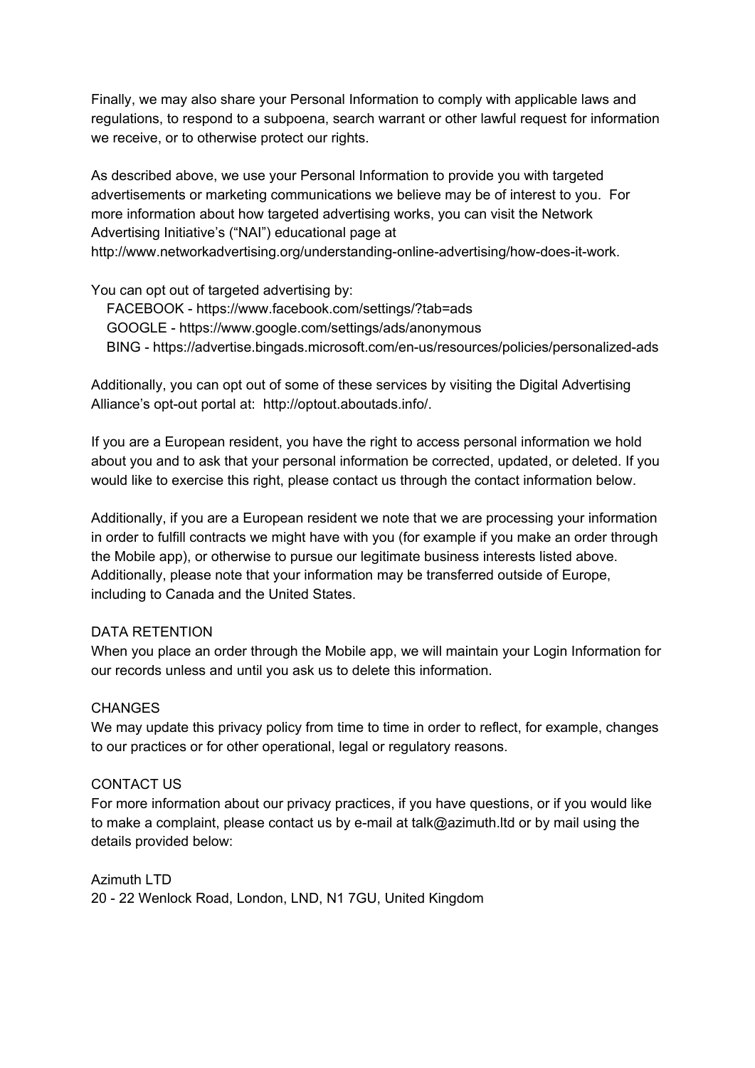Finally, we may also share your Personal Information to comply with applicable laws and regulations, to respond to a subpoena, search warrant or other lawful request for information we receive, or to otherwise protect our rights.

As described above, we use your Personal Information to provide you with targeted advertisements or marketing communications we believe may be of interest to you. For more information about how targeted advertising works, you can visit the Network Advertising Initiative's ("NAI") educational page at http://www.networkadvertising.org/understanding-online-advertising/how-does-it-work.

You can opt out of targeted advertising by:

FACEBOOK - https://www.facebook.com/settings/?tab=ads
GOOGLE - https://www.google.com/settings/ads/anonymous
BING - https://advertise.bingads.microsoft.com/en-us/resources/policies/personalized-ads

Additionally, you can opt out of some of these services by visiting the Digital Advertising Alliance's opt-out portal at: http://optout.aboutads.info/.

If you are a European resident, you have the right to access personal information we hold about you and to ask that your personal information be corrected, updated, or deleted. If you would like to exercise this right, please contact us through the contact information below.

Additionally, if you are a European resident we note that we are processing your information in order to fulfill contracts we might have with you (for example if you make an order through the Mobile app), or otherwise to pursue our legitimate business interests listed above. Additionally, please note that your information may be transferred outside of Europe, including to Canada and the United States.

## DATA RETENTION

When you place an order through the Mobile app, we will maintain your Login Information for our records unless and until you ask us to delete this information.

## CHANGES

We may update this privacy policy from time to time in order to reflect, for example, changes to our practices or for other operational, legal or regulatory reasons.

## CONTACT US

For more information about our privacy practices, if you have questions, or if you would like to make a complaint, please contact us by e-mail at talk@azimuth.ltd or by mail using the details provided below:

Azimuth LTD
20 - 22 Wenlock Road, London, LND, N1 7GU, United Kingdom